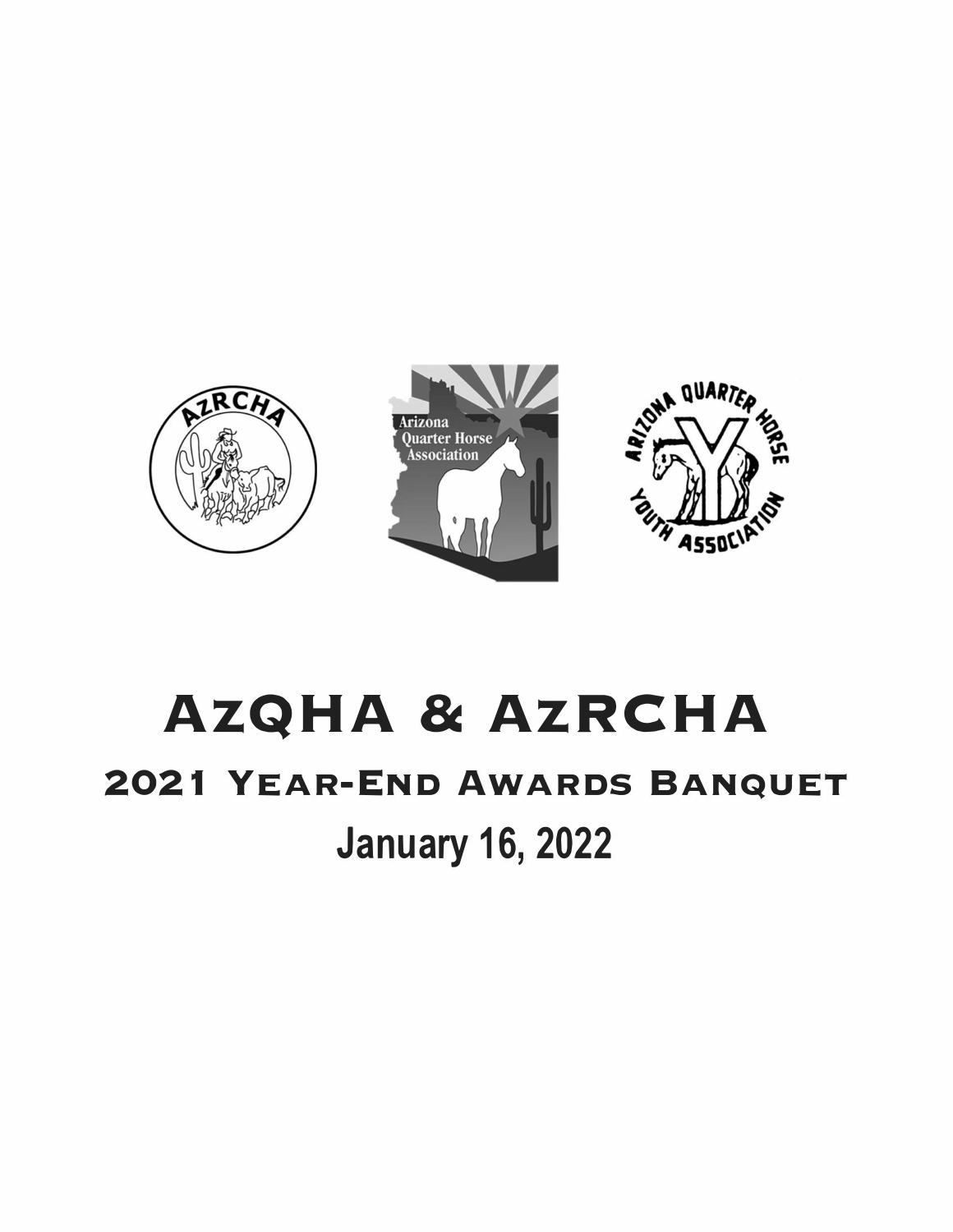# AzQHA & AzRCHA

## 2021 Year-End Awards Banquet

## January 16, 2022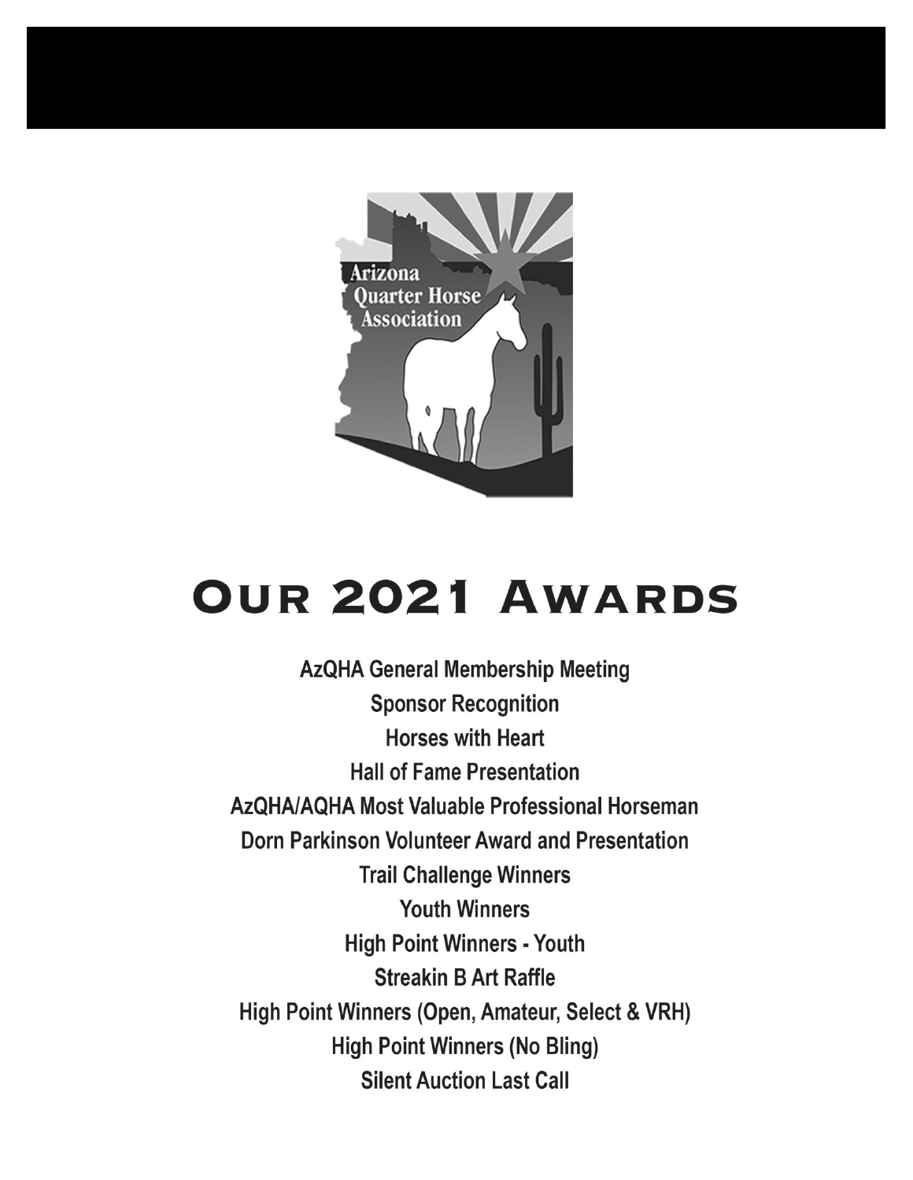Arizona
Quarter Horse
Association

# Our 2021 Awards

**AzQHA General Membership Meeting**

**Sponsor Recognition**

**Horses with Heart**

**Hall of Fame Presentation**

**AzQHA/AQHA Most Valuable Professional Horseman**

**Dorn Parkinson Volunteer Award and Presentation**

**Trail Challenge Winners**

**Youth Winners**

**High Point Winners - Youth**

**Streakin B Art Raffle**

**High Point Winners (Open, Amateur, Select & VRH)**

**High Point Winners (No Bling)**

**Silent Auction Last Call**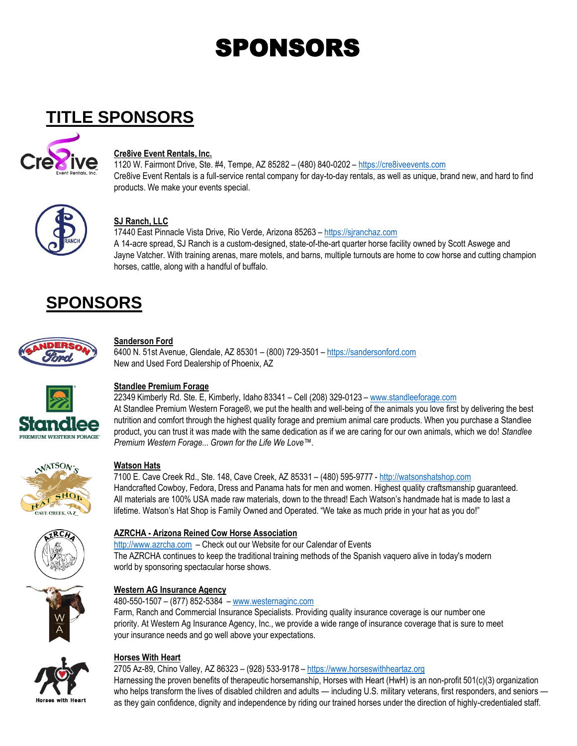# SPONSORS

## TITLE SPONSORS

**Cre8ive Event Rentals, Inc.**
1120 W. Fairmont Drive, Ste. #4, Tempe, AZ 85282 – (480) 840-0202 – https://cre8iveevents.com
Cre8ive Event Rentals is a full-service rental company for day-to-day rentals, as well as unique, brand new, and hard to find products. We make your events special.

**SJ Ranch, LLC**
17440 East Pinnacle Vista Drive, Rio Verde, Arizona 85263 – https://sjranchaz.com
A 14-acre spread, SJ Ranch is a custom-designed, state-of-the-art quarter horse facility owned by Scott Aswege and Jayne Vatcher. With training arenas, mare motels, and barns, multiple turnouts are home to cow horse and cutting champion horses, cattle, along with a handful of buffalo.

## SPONSORS

**Sanderson Ford**
6400 N. 51st Avenue, Glendale, AZ 85301 – (800) 729-3501 – https://sandersonford.com
New and Used Ford Dealership of Phoenix, AZ

**Standlee Premium Forage**
22349 Kimberly Rd. Ste. E, Kimberly, Idaho 83341 – Cell (208) 329-0123 – www.standleeforage.com
At Standlee Premium Western Forage®, we put the health and well-being of the animals you love first by delivering the best nutrition and comfort through the highest quality forage and premium animal care products. When you purchase a Standlee product, you can trust it was made with the same dedication as if we are caring for our own animals, which we do! *Standlee Premium Western Forage... Grown for the Life We Love™.*

**Watson Hats**
7100 E. Cave Creek Rd., Ste. 148, Cave Creek, AZ 85331 – (480) 595-9777 - http://watsonshatshop.com
Handcrafted Cowboy, Fedora, Dress and Panama hats for men and women. Highest quality craftsmanship guaranteed. All materials are 100% USA made raw materials, down to the thread! Each Watson's handmade hat is made to last a lifetime. Watson's Hat Shop is Family Owned and Operated. "We take as much pride in your hat as you do!"

**AZRCHA - Arizona Reined Cow Horse Association**
http://www.azrcha.com – Check out our Website for our Calendar of Events
The AZRCHA continues to keep the traditional training methods of the Spanish vaquero alive in today's modern world by sponsoring spectacular horse shows.

**Western AG Insurance Agency**
480-550-1507 – (877) 852-5384 – www.westernaginc.com
Farm, Ranch and Commercial Insurance Specialists. Providing quality insurance coverage is our number one priority. At Western Ag Insurance Agency, Inc., we provide a wide range of insurance coverage that is sure to meet your insurance needs and go well above your expectations.

**Horses With Heart**
2705 Az-89, Chino Valley, AZ 86323 – (928) 533-9178 – https://www.horseswithheartaz.org
Harnessing the proven benefits of therapeutic horsemanship, Horses with Heart (HwH) is an non-profit 501(c)(3) organization who helps transform the lives of disabled children and adults — including U.S. military veterans, first responders, and seniors — as they gain confidence, dignity and independence by riding our trained horses under the direction of highly-credentialed staff.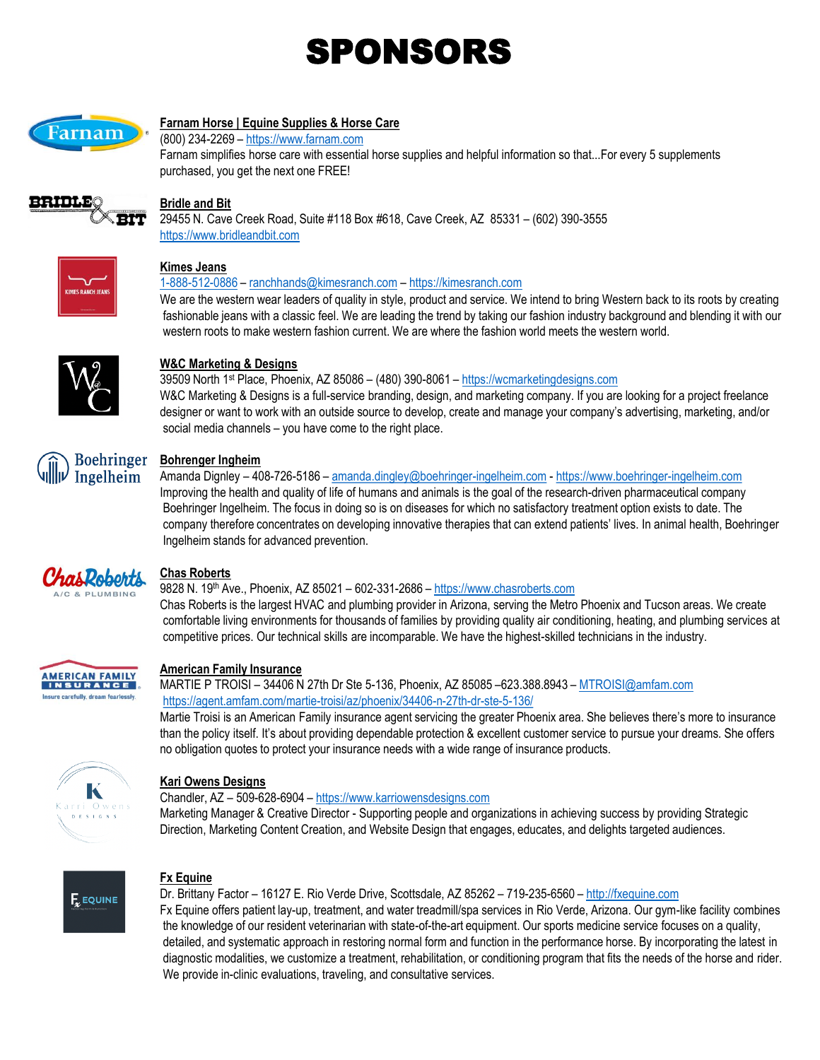# SPONSORS

**Farnam Horse | Equine Supplies & Horse Care**
(800) 234-2269 – https://www.farnam.com
Farnam simplifies horse care with essential horse supplies and helpful information so that...For every 5 supplements purchased, you get the next one FREE!

**Bridle and Bit**
29455 N. Cave Creek Road, Suite #118 Box #618, Cave Creek, AZ 85331 – (602) 390-3555
https://www.bridleandbit.com

**Kimes Jeans**
1-888-512-0886 – ranchhands@kimesranch.com – https://kimesranch.com
We are the western wear leaders of quality in style, product and service. We intend to bring Western back to its roots by creating fashionable jeans with a classic feel. We are leading the trend by taking our fashion industry background and blending it with our western roots to make western fashion current. We are where the fashion world meets the western world.

**W&C Marketing & Designs**
39509 North 1st Place, Phoenix, AZ 85086 – (480) 390-8061 – https://wcmarketingdesigns.com
W&C Marketing & Designs is a full-service branding, design, and marketing company. If you are looking for a project freelance designer or want to work with an outside source to develop, create and manage your company's advertising, marketing, and/or social media channels – you have come to the right place.

**Bohrenger Ingheim**
Amanda Dignley – 408-726-5186 – amanda.dingley@boehringer-ingelheim.com - https://www.boehringer-ingelheim.com
Improving the health and quality of life of humans and animals is the goal of the research-driven pharmaceutical company Boehringer Ingelheim. The focus in doing so is on diseases for which no satisfactory treatment option exists to date. The company therefore concentrates on developing innovative therapies that can extend patients' lives. In animal health, Boehringer Ingelheim stands for advanced prevention.

**Chas Roberts**
9828 N. 19th Ave., Phoenix, AZ 85021 – 602-331-2686 – https://www.chasroberts.com
Chas Roberts is the largest HVAC and plumbing provider in Arizona, serving the Metro Phoenix and Tucson areas. We create comfortable living environments for thousands of families by providing quality air conditioning, heating, and plumbing services at competitive prices. Our technical skills are incomparable. We have the highest-skilled technicians in the industry.

**American Family Insurance**
MARTIE P TROISI – 34406 N 27th Dr Ste 5-136, Phoenix, AZ 85085 –623.388.8943 – MTROISI@amfam.com
https://agent.amfam.com/martie-troisi/az/phoenix/34406-n-27th-dr-ste-5-136/
Martie Troisi is an American Family insurance agent servicing the greater Phoenix area. She believes there's more to insurance than the policy itself. It's about providing dependable protection & excellent customer service to pursue your dreams. She offers no obligation quotes to protect your insurance needs with a wide range of insurance products.

**Kari Owens Designs**
Chandler, AZ – 509-628-6904 – https://www.karriowensdesigns.com
Marketing Manager & Creative Director - Supporting people and organizations in achieving success by providing Strategic Direction, Marketing Content Creation, and Website Design that engages, educates, and delights targeted audiences.

**Fx Equine**
Dr. Brittany Factor – 16127 E. Rio Verde Drive, Scottsdale, AZ 85262 – 719-235-6560 – http://fxequine.com
Fx Equine offers patient lay-up, treatment, and water treadmill/spa services in Rio Verde, Arizona. Our gym-like facility combines the knowledge of our resident veterinarian with state-of-the-art equipment. Our sports medicine service focuses on a quality, detailed, and systematic approach in restoring normal form and function in the performance horse. By incorporating the latest in diagnostic modalities, we customize a treatment, rehabilitation, or conditioning program that fits the needs of the horse and rider. We provide in-clinic evaluations, traveling, and consultative services.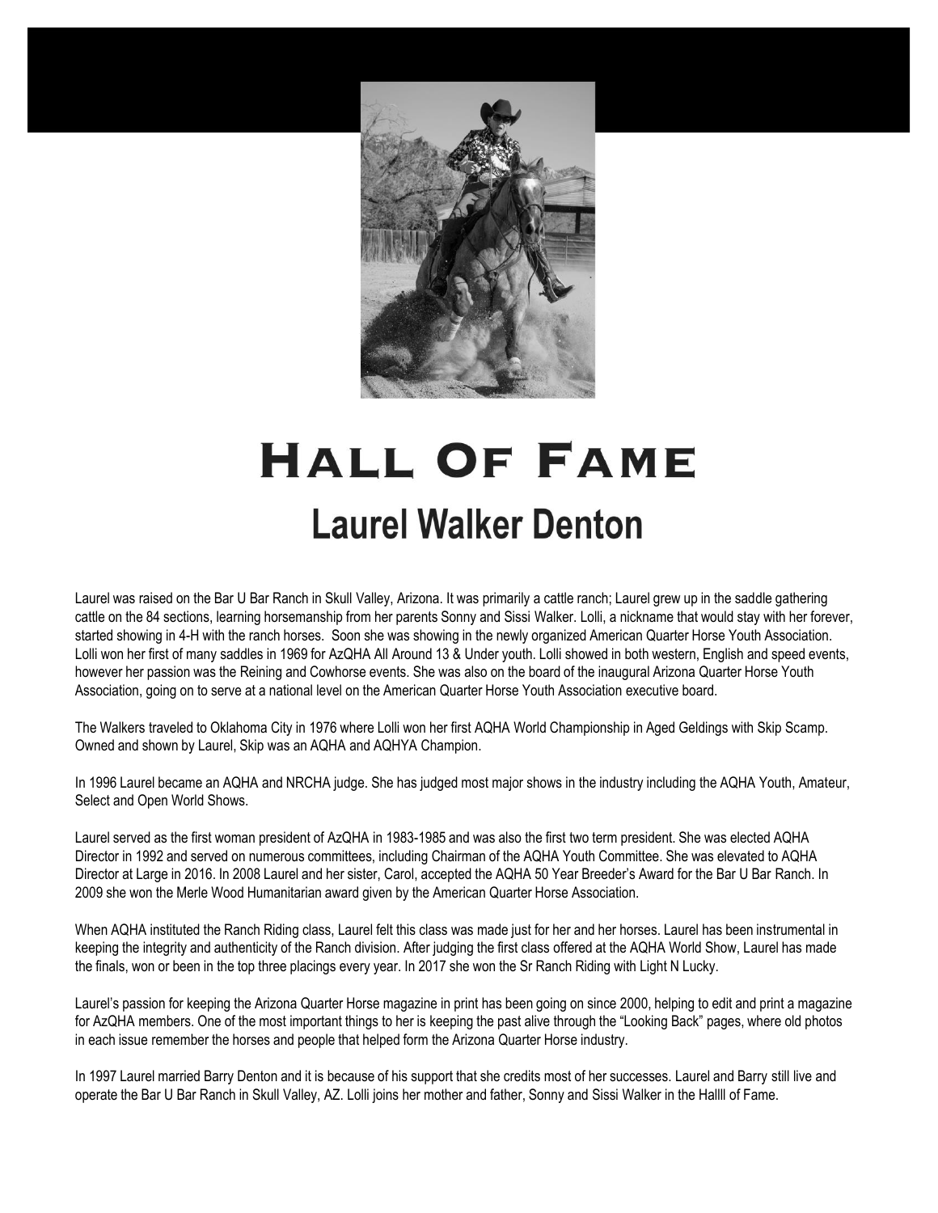# Hall Of Fame

## Laurel Walker Denton

Laurel was raised on the Bar U Bar Ranch in Skull Valley, Arizona. It was primarily a cattle ranch; Laurel grew up in the saddle gathering cattle on the 84 sections, learning horsemanship from her parents Sonny and Sissi Walker. Lolli, a nickname that would stay with her forever, started showing in 4-H with the ranch horses. Soon she was showing in the newly organized American Quarter Horse Youth Association. Lolli won her first of many saddles in 1969 for AzQHA All Around 13 & Under youth. Lolli showed in both western, English and speed events, however her passion was the Reining and Cowhorse events. She was also on the board of the inaugural Arizona Quarter Horse Youth Association, going on to serve at a national level on the American Quarter Horse Youth Association executive board.

The Walkers traveled to Oklahoma City in 1976 where Lolli won her first AQHA World Championship in Aged Geldings with Skip Scamp. Owned and shown by Laurel, Skip was an AQHA and AQHYA Champion.

In 1996 Laurel became an AQHA and NRCHA judge. She has judged most major shows in the industry including the AQHA Youth, Amateur, Select and Open World Shows.

Laurel served as the first woman president of AzQHA in 1983-1985 and was also the first two term president. She was elected AQHA Director in 1992 and served on numerous committees, including Chairman of the AQHA Youth Committee. She was elevated to AQHA Director at Large in 2016. In 2008 Laurel and her sister, Carol, accepted the AQHA 50 Year Breeder's Award for the Bar U Bar Ranch. In 2009 she won the Merle Wood Humanitarian award given by the American Quarter Horse Association.

When AQHA instituted the Ranch Riding class, Laurel felt this class was made just for her and her horses. Laurel has been instrumental in keeping the integrity and authenticity of the Ranch division. After judging the first class offered at the AQHA World Show, Laurel has made the finals, won or been in the top three placings every year. In 2017 she won the Sr Ranch Riding with Light N Lucky.

Laurel's passion for keeping the Arizona Quarter Horse magazine in print has been going on since 2000, helping to edit and print a magazine for AzQHA members. One of the most important things to her is keeping the past alive through the "Looking Back" pages, where old photos in each issue remember the horses and people that helped form the Arizona Quarter Horse industry.

In 1997 Laurel married Barry Denton and it is because of his support that she credits most of her successes. Laurel and Barry still live and operate the Bar U Bar Ranch in Skull Valley, AZ. Lolli joins her mother and father, Sonny and Sissi Walker in the Hallll of Fame.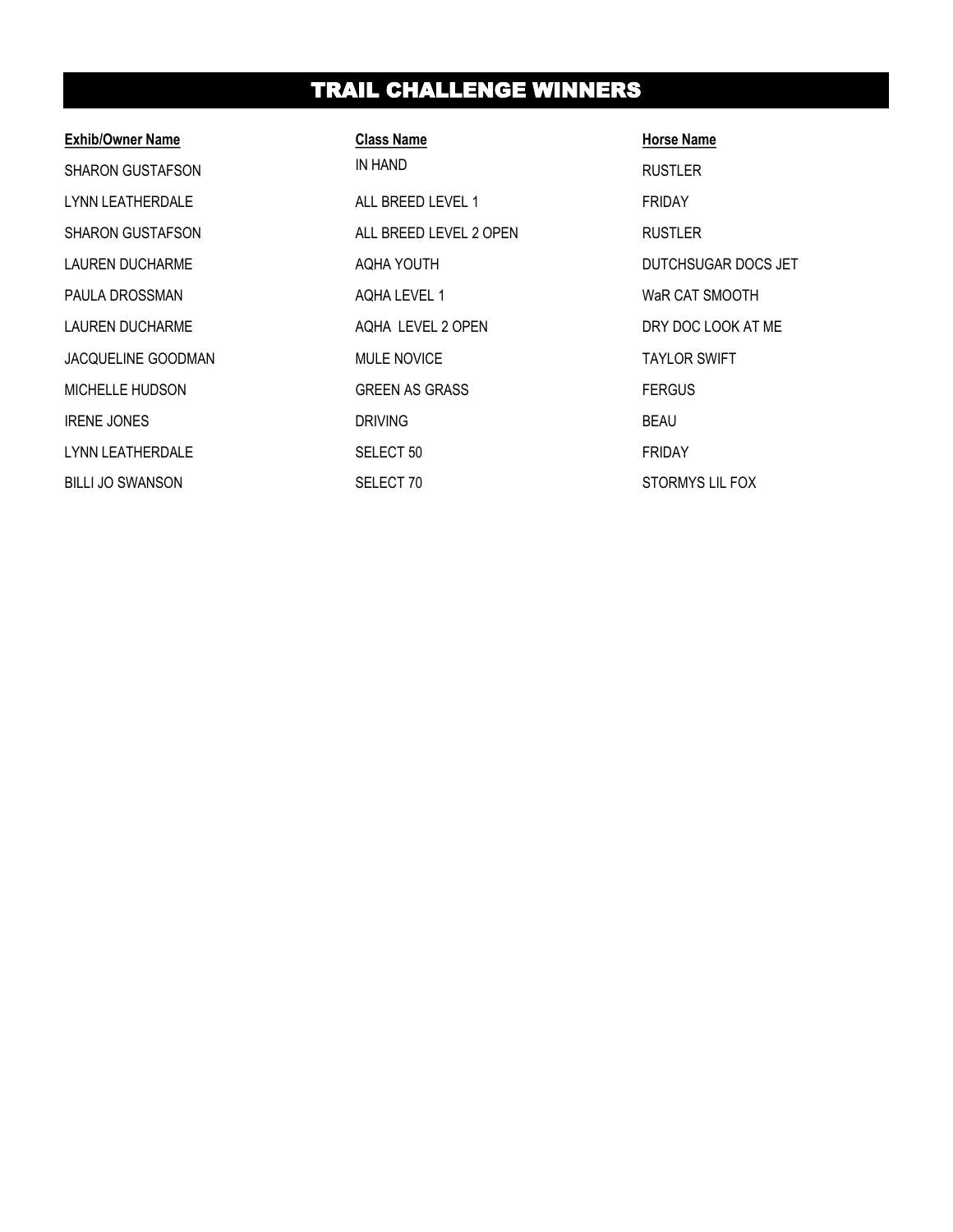# TRAIL CHALLENGE WINNERS

| Exhib/Owner Name | Class Name | Horse Name |
| --- | --- | --- |
| SHARON GUSTAFSON | IN HAND | RUSTLER |
| LYNN LEATHERDALE | ALL BREED LEVEL 1 | FRIDAY |
| SHARON GUSTAFSON | ALL BREED LEVEL 2 OPEN | RUSTLER |
| LAUREN DUCHARME | AQHA YOUTH | DUTCHSUGAR DOCS JET |
| PAULA DROSSMAN | AQHA LEVEL 1 | WaR CAT SMOOTH |
| LAUREN DUCHARME | AQHA LEVEL 2 OPEN | DRY DOC LOOK AT ME |
| JACQUELINE GOODMAN | MULE NOVICE | TAYLOR SWIFT |
| MICHELLE HUDSON | GREEN AS GRASS | FERGUS |
| IRENE JONES | DRIVING | BEAU |
| LYNN LEATHERDALE | SELECT 50 | FRIDAY |
| BILLI JO SWANSON | SELECT 70 | STORMYS LIL FOX |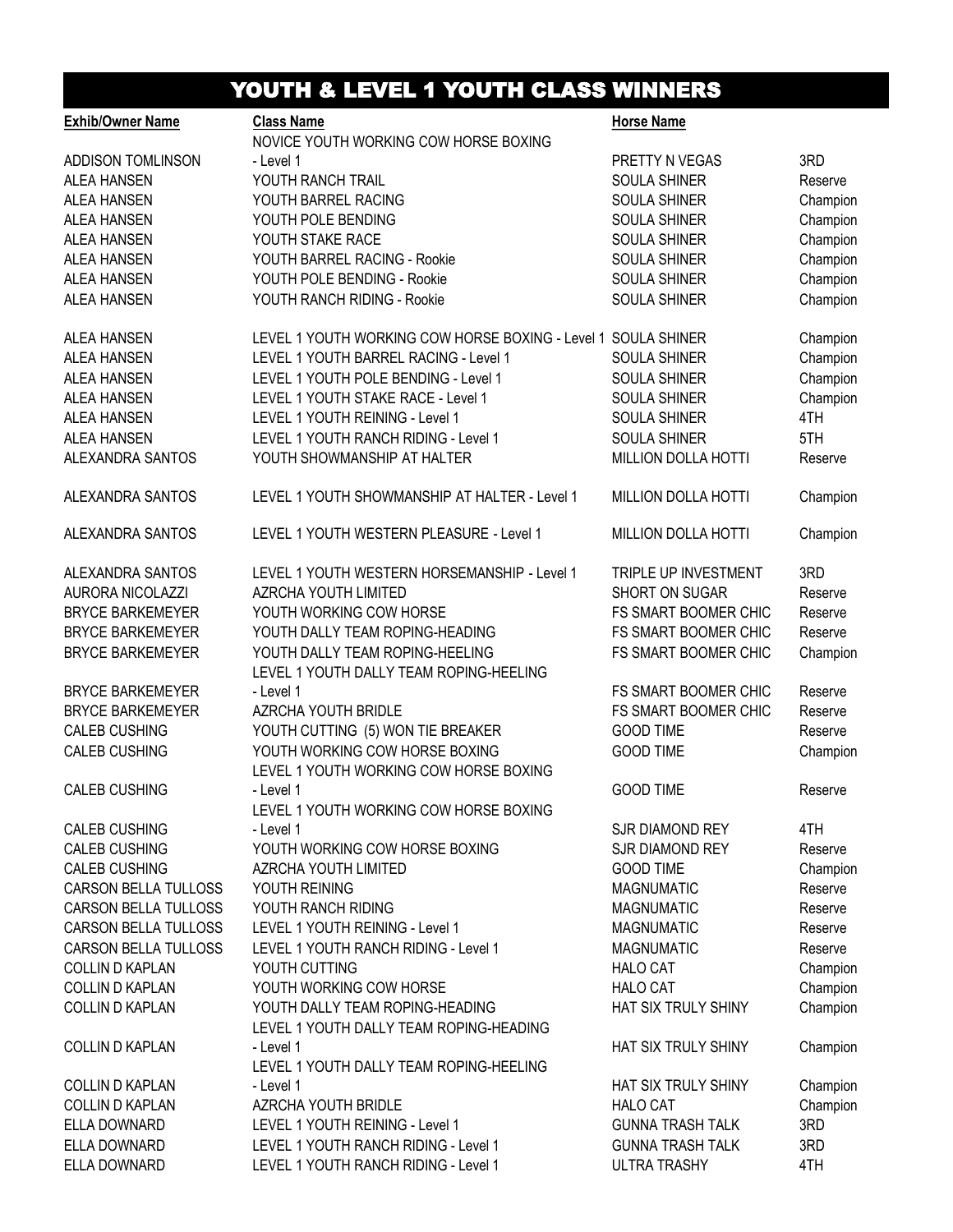# YOUTH & LEVEL 1 YOUTH CLASS WINNERS

| Exhib/Owner Name | Class Name | Horse Name | |
|---|---|---|---|
| ADDISON TOMLINSON | NOVICE YOUTH WORKING COW HORSE BOXING - Level 1 | PRETTY N VEGAS | 3RD |
| ALEA HANSEN | YOUTH RANCH TRAIL | SOULA SHINER | Reserve |
| ALEA HANSEN | YOUTH BARREL RACING | SOULA SHINER | Champion |
| ALEA HANSEN | YOUTH POLE BENDING | SOULA SHINER | Champion |
| ALEA HANSEN | YOUTH STAKE RACE | SOULA SHINER | Champion |
| ALEA HANSEN | YOUTH BARREL RACING - Rookie | SOULA SHINER | Champion |
| ALEA HANSEN | YOUTH POLE BENDING - Rookie | SOULA SHINER | Champion |
| ALEA HANSEN | YOUTH RANCH RIDING - Rookie | SOULA SHINER | Champion |
| ALEA HANSEN | LEVEL 1 YOUTH WORKING COW HORSE BOXING - Level 1 | SOULA SHINER | Champion |
| ALEA HANSEN | LEVEL 1 YOUTH BARREL RACING - Level 1 | SOULA SHINER | Champion |
| ALEA HANSEN | LEVEL 1 YOUTH POLE BENDING - Level 1 | SOULA SHINER | Champion |
| ALEA HANSEN | LEVEL 1 YOUTH STAKE RACE - Level 1 | SOULA SHINER | Champion |
| ALEA HANSEN | LEVEL 1 YOUTH REINING - Level 1 | SOULA SHINER | 4TH |
| ALEA HANSEN | LEVEL 1 YOUTH RANCH RIDING - Level 1 | SOULA SHINER | 5TH |
| ALEXANDRA SANTOS | YOUTH SHOWMANSHIP AT HALTER | MILLION DOLLA HOTTI | Reserve |
| ALEXANDRA SANTOS | LEVEL 1 YOUTH SHOWMANSHIP AT HALTER - Level 1 | MILLION DOLLA HOTTI | Champion |
| ALEXANDRA SANTOS | LEVEL 1 YOUTH WESTERN PLEASURE - Level 1 | MILLION DOLLA HOTTI | Champion |
| ALEXANDRA SANTOS | LEVEL 1 YOUTH WESTERN HORSEMANSHIP - Level 1 | TRIPLE UP INVESTMENT | 3RD |
| AURORA NICOLAZZI | AZRCHA YOUTH LIMITED | SHORT ON SUGAR | Reserve |
| BRYCE BARKEMEYER | YOUTH WORKING COW HORSE | FS SMART BOOMER CHIC | Reserve |
| BRYCE BARKEMEYER | YOUTH DALLY TEAM ROPING-HEADING | FS SMART BOOMER CHIC | Reserve |
| BRYCE BARKEMEYER | YOUTH DALLY TEAM ROPING-HEELING | FS SMART BOOMER CHIC | Champion |
| BRYCE BARKEMEYER | LEVEL 1 YOUTH DALLY TEAM ROPING-HEELING - Level 1 | FS SMART BOOMER CHIC | Reserve |
| BRYCE BARKEMEYER | AZRCHA YOUTH BRIDLE | FS SMART BOOMER CHIC | Reserve |
| CALEB CUSHING | YOUTH CUTTING (5) WON TIE BREAKER | GOOD TIME | Reserve |
| CALEB CUSHING | YOUTH WORKING COW HORSE BOXING | GOOD TIME | Champion |
| CALEB CUSHING | LEVEL 1 YOUTH WORKING COW HORSE BOXING - Level 1 | GOOD TIME | Reserve |
| CALEB CUSHING | LEVEL 1 YOUTH WORKING COW HORSE BOXING - Level 1 | SJR DIAMOND REY | 4TH |
| CALEB CUSHING | YOUTH WORKING COW HORSE BOXING | SJR DIAMOND REY | Reserve |
| CALEB CUSHING | AZRCHA YOUTH LIMITED | GOOD TIME | Champion |
| CARSON BELLA TULLOSS | YOUTH REINING | MAGNUMATIC | Reserve |
| CARSON BELLA TULLOSS | YOUTH RANCH RIDING | MAGNUMATIC | Reserve |
| CARSON BELLA TULLOSS | LEVEL 1 YOUTH REINING - Level 1 | MAGNUMATIC | Reserve |
| CARSON BELLA TULLOSS | LEVEL 1 YOUTH RANCH RIDING - Level 1 | MAGNUMATIC | Reserve |
| COLLIN D KAPLAN | YOUTH CUTTING | HALO CAT | Champion |
| COLLIN D KAPLAN | YOUTH WORKING COW HORSE | HALO CAT | Champion |
| COLLIN D KAPLAN | YOUTH DALLY TEAM ROPING-HEADING | HAT SIX TRULY SHINY | Champion |
| COLLIN D KAPLAN | LEVEL 1 YOUTH DALLY TEAM ROPING-HEADING - Level 1 | HAT SIX TRULY SHINY | Champion |
| COLLIN D KAPLAN | LEVEL 1 YOUTH DALLY TEAM ROPING-HEELING - Level 1 | HAT SIX TRULY SHINY | Champion |
| COLLIN D KAPLAN | AZRCHA YOUTH BRIDLE | HALO CAT | Champion |
| ELLA DOWNARD | LEVEL 1 YOUTH REINING - Level 1 | GUNNA TRASH TALK | 3RD |
| ELLA DOWNARD | LEVEL 1 YOUTH RANCH RIDING - Level 1 | GUNNA TRASH TALK | 3RD |
| ELLA DOWNARD | LEVEL 1 YOUTH RANCH RIDING - Level 1 | ULTRA TRASHY | 4TH |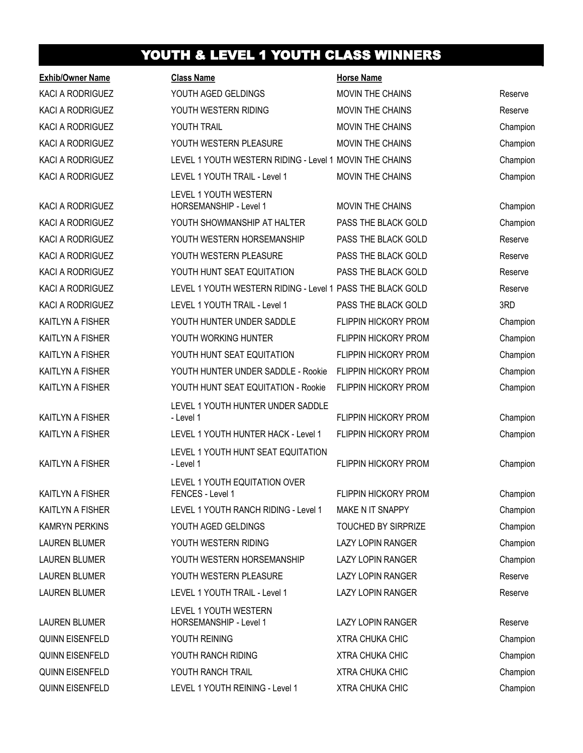# YOUTH & LEVEL 1 YOUTH CLASS WINNERS

| Exhib/Owner Name | Class Name | Horse Name | |
|---|---|---|---|
| KACI A RODRIGUEZ | YOUTH AGED GELDINGS | MOVIN THE CHAINS | Reserve |
| KACI A RODRIGUEZ | YOUTH WESTERN RIDING | MOVIN THE CHAINS | Reserve |
| KACI A RODRIGUEZ | YOUTH TRAIL | MOVIN THE CHAINS | Champion |
| KACI A RODRIGUEZ | YOUTH WESTERN PLEASURE | MOVIN THE CHAINS | Champion |
| KACI A RODRIGUEZ | LEVEL 1 YOUTH WESTERN RIDING - Level 1 | MOVIN THE CHAINS | Champion |
| KACI A RODRIGUEZ | LEVEL 1 YOUTH TRAIL - Level 1 | MOVIN THE CHAINS | Champion |
| KACI A RODRIGUEZ | LEVEL 1 YOUTH WESTERN HORSEMANSHIP - Level 1 | MOVIN THE CHAINS | Champion |
| KACI A RODRIGUEZ | YOUTH SHOWMANSHIP AT HALTER | PASS THE BLACK GOLD | Champion |
| KACI A RODRIGUEZ | YOUTH WESTERN HORSEMANSHIP | PASS THE BLACK GOLD | Reserve |
| KACI A RODRIGUEZ | YOUTH WESTERN PLEASURE | PASS THE BLACK GOLD | Reserve |
| KACI A RODRIGUEZ | YOUTH HUNT SEAT EQUITATION | PASS THE BLACK GOLD | Reserve |
| KACI A RODRIGUEZ | LEVEL 1 YOUTH WESTERN RIDING - Level 1 | PASS THE BLACK GOLD | Reserve |
| KACI A RODRIGUEZ | LEVEL 1 YOUTH TRAIL - Level 1 | PASS THE BLACK GOLD | 3RD |
| KAITLYN A FISHER | YOUTH HUNTER UNDER SADDLE | FLIPPIN HICKORY PROM | Champion |
| KAITLYN A FISHER | YOUTH WORKING HUNTER | FLIPPIN HICKORY PROM | Champion |
| KAITLYN A FISHER | YOUTH HUNT SEAT EQUITATION | FLIPPIN HICKORY PROM | Champion |
| KAITLYN A FISHER | YOUTH HUNTER UNDER SADDLE - Rookie | FLIPPIN HICKORY PROM | Champion |
| KAITLYN A FISHER | YOUTH HUNT SEAT EQUITATION - Rookie | FLIPPIN HICKORY PROM | Champion |
| KAITLYN A FISHER | LEVEL 1 YOUTH HUNTER UNDER SADDLE - Level 1 | FLIPPIN HICKORY PROM | Champion |
| KAITLYN A FISHER | LEVEL 1 YOUTH HUNTER HACK - Level 1 | FLIPPIN HICKORY PROM | Champion |
| KAITLYN A FISHER | LEVEL 1 YOUTH HUNT SEAT EQUITATION - Level 1 | FLIPPIN HICKORY PROM | Champion |
| KAITLYN A FISHER | LEVEL 1 YOUTH EQUITATION OVER FENCES - Level 1 | FLIPPIN HICKORY PROM | Champion |
| KAITLYN A FISHER | LEVEL 1 YOUTH RANCH RIDING - Level 1 | MAKE N IT SNAPPY | Champion |
| KAMRYN PERKINS | YOUTH AGED GELDINGS | TOUCHED BY SIRPRIZE | Champion |
| LAUREN BLUMER | YOUTH WESTERN RIDING | LAZY LOPIN RANGER | Champion |
| LAUREN BLUMER | YOUTH WESTERN HORSEMANSHIP | LAZY LOPIN RANGER | Champion |
| LAUREN BLUMER | YOUTH WESTERN PLEASURE | LAZY LOPIN RANGER | Reserve |
| LAUREN BLUMER | LEVEL 1 YOUTH TRAIL - Level 1 | LAZY LOPIN RANGER | Reserve |
| LAUREN BLUMER | LEVEL 1 YOUTH WESTERN HORSEMANSHIP - Level 1 | LAZY LOPIN RANGER | Reserve |
| QUINN EISENFELD | YOUTH REINING | XTRA CHUKA CHIC | Champion |
| QUINN EISENFELD | YOUTH RANCH RIDING | XTRA CHUKA CHIC | Champion |
| QUINN EISENFELD | YOUTH RANCH TRAIL | XTRA CHUKA CHIC | Champion |
| QUINN EISENFELD | LEVEL 1 YOUTH REINING - Level 1 | XTRA CHUKA CHIC | Champion |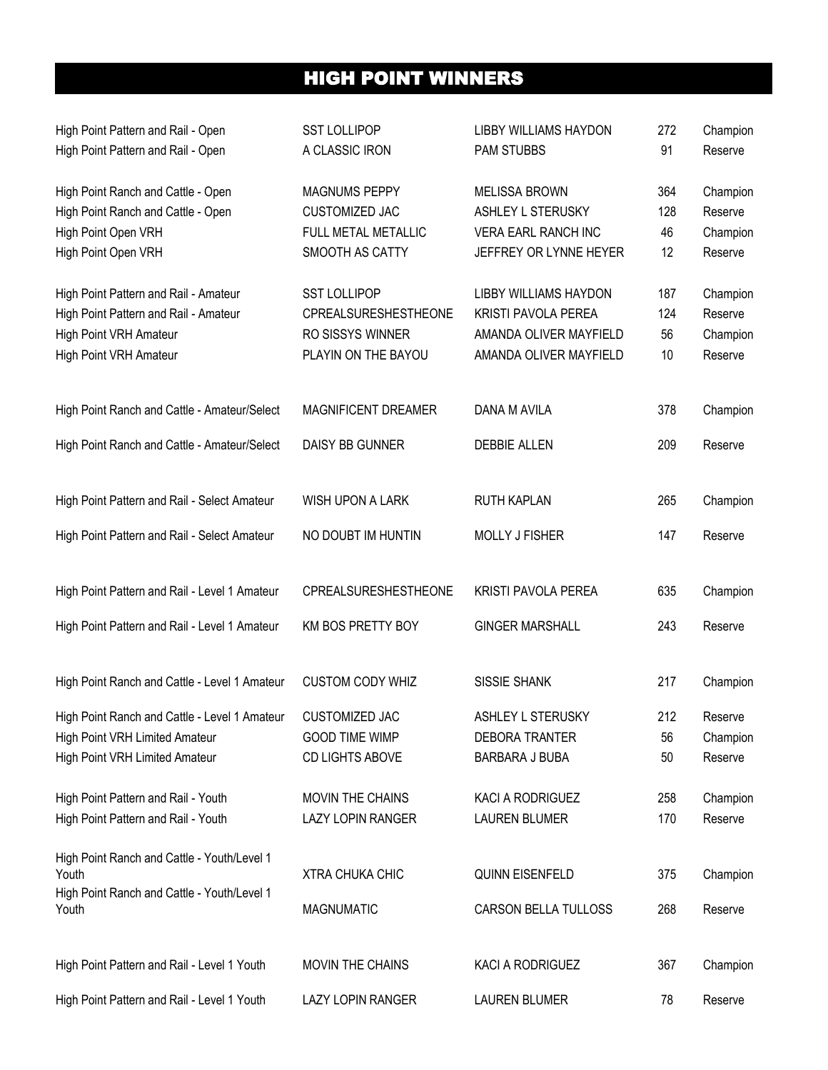# HIGH POINT WINNERS

| | | | | |
|---|---|---|---|---|
| High Point Pattern and Rail - Open | SST LOLLIPOP | LIBBY WILLIAMS HAYDON | 272 | Champion |
| High Point Pattern and Rail - Open | A CLASSIC IRON | PAM STUBBS | 91 | Reserve |
| High Point Ranch and Cattle - Open | MAGNUMS PEPPY | MELISSA BROWN | 364 | Champion |
| High Point Ranch and Cattle - Open | CUSTOMIZED JAC | ASHLEY L STERUSKY | 128 | Reserve |
| High Point Open VRH | FULL METAL METALLIC | VERA EARL RANCH INC | 46 | Champion |
| High Point Open VRH | SMOOTH AS CATTY | JEFFREY OR LYNNE HEYER | 12 | Reserve |
| High Point Pattern and Rail - Amateur | SST LOLLIPOP | LIBBY WILLIAMS HAYDON | 187 | Champion |
| High Point Pattern and Rail - Amateur | CPREALSURESHESTHEONE | KRISTI PAVOLA PEREA | 124 | Reserve |
| High Point VRH Amateur | RO SISSYS WINNER | AMANDA OLIVER MAYFIELD | 56 | Champion |
| High Point VRH Amateur | PLAYIN ON THE BAYOU | AMANDA OLIVER MAYFIELD | 10 | Reserve |
| High Point Ranch and Cattle - Amateur/Select | MAGNIFICENT DREAMER | DANA M AVILA | 378 | Champion |
| High Point Ranch and Cattle - Amateur/Select | DAISY BB GUNNER | DEBBIE ALLEN | 209 | Reserve |
| High Point Pattern and Rail - Select Amateur | WISH UPON A LARK | RUTH KAPLAN | 265 | Champion |
| High Point Pattern and Rail - Select Amateur | NO DOUBT IM HUNTIN | MOLLY J FISHER | 147 | Reserve |
| High Point Pattern and Rail - Level 1 Amateur | CPREALSURESHESTHEONE | KRISTI PAVOLA PEREA | 635 | Champion |
| High Point Pattern and Rail - Level 1 Amateur | KM BOS PRETTY BOY | GINGER MARSHALL | 243 | Reserve |
| High Point Ranch and Cattle - Level 1 Amateur | CUSTOM CODY WHIZ | SISSIE SHANK | 217 | Champion |
| High Point Ranch and Cattle - Level 1 Amateur | CUSTOMIZED JAC | ASHLEY L STERUSKY | 212 | Reserve |
| High Point VRH Limited Amateur | GOOD TIME WIMP | DEBORA TRANTER | 56 | Champion |
| High Point VRH Limited Amateur | CD LIGHTS ABOVE | BARBARA J BUBA | 50 | Reserve |
| High Point Pattern and Rail - Youth | MOVIN THE CHAINS | KACI A RODRIGUEZ | 258 | Champion |
| High Point Pattern and Rail - Youth | LAZY LOPIN RANGER | LAUREN BLUMER | 170 | Reserve |
| High Point Ranch and Cattle - Youth/Level 1 Youth | XTRA CHUKA CHIC | QUINN EISENFELD | 375 | Champion |
| High Point Ranch and Cattle - Youth/Level 1 Youth | MAGNUMATIC | CARSON BELLA TULLOSS | 268 | Reserve |
| High Point Pattern and Rail - Level 1 Youth | MOVIN THE CHAINS | KACI A RODRIGUEZ | 367 | Champion |
| High Point Pattern and Rail - Level 1 Youth | LAZY LOPIN RANGER | LAUREN BLUMER | 78 | Reserve |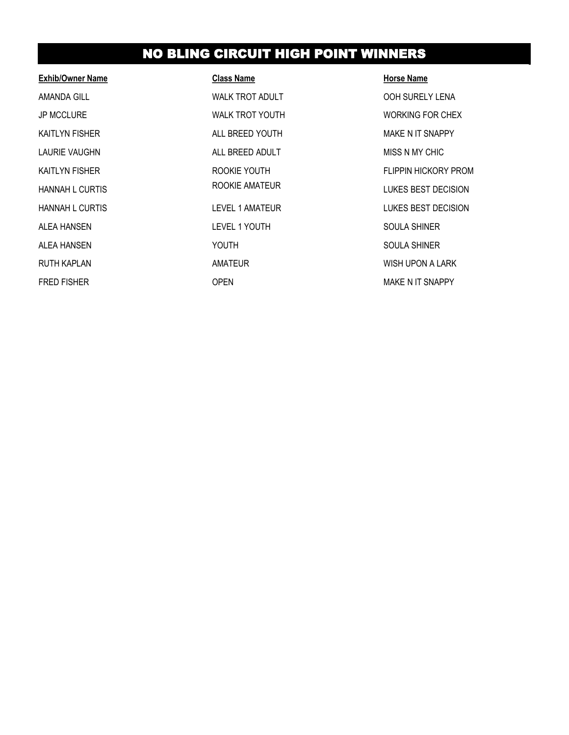# NO BLING CIRCUIT HIGH POINT WINNERS

| Exhib/Owner Name | Class Name | Horse Name |
| --- | --- | --- |
| AMANDA GILL | WALK TROT ADULT | OOH SURELY LENA |
| JP MCCLURE | WALK TROT YOUTH | WORKING FOR CHEX |
| KAITLYN FISHER | ALL BREED YOUTH | MAKE N IT SNAPPY |
| LAURIE VAUGHN | ALL BREED ADULT | MISS N MY CHIC |
| KAITLYN FISHER | ROOKIE YOUTH | FLIPPIN HICKORY PROM |
| HANNAH L CURTIS | ROOKIE AMATEUR | LUKES BEST DECISION |
| HANNAH L CURTIS | LEVEL 1 AMATEUR | LUKES BEST DECISION |
| ALEA HANSEN | LEVEL 1 YOUTH | SOULA SHINER |
| ALEA HANSEN | YOUTH | SOULA SHINER |
| RUTH KAPLAN | AMATEUR | WISH UPON A LARK |
| FRED FISHER | OPEN | MAKE N IT SNAPPY |